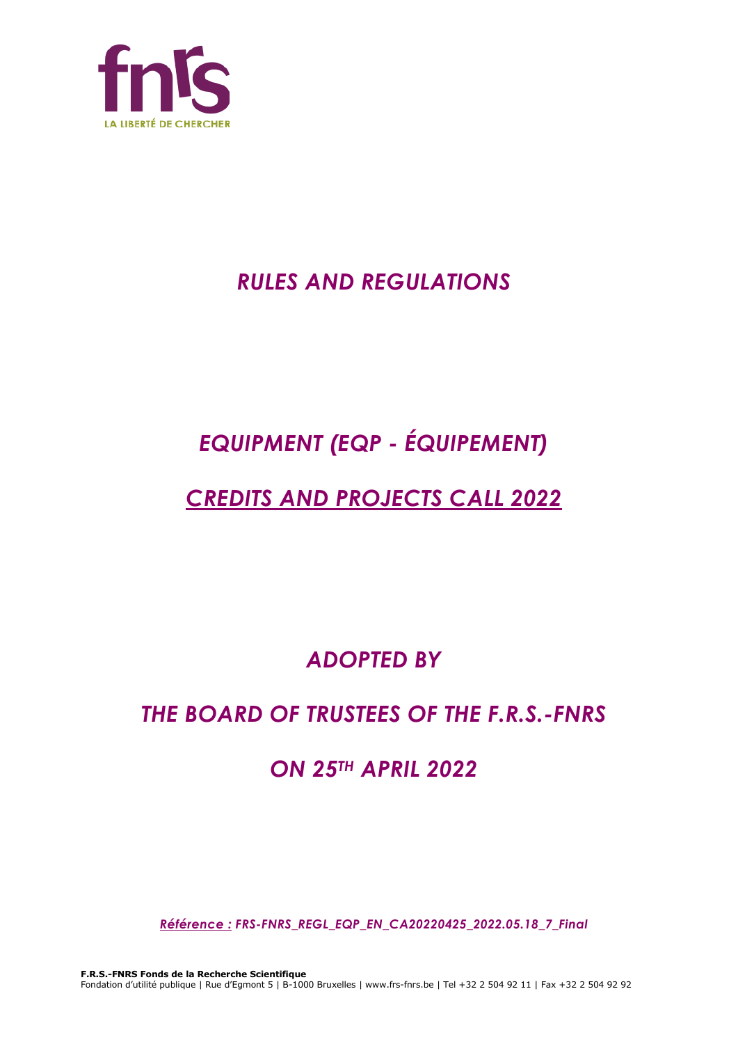# *RULES AND REGULATIONS*

# *EQUIPMENT (EQP - ÉQUIPEMENT)*

# *CREDITS AND PROJECTS CALL 2022*

## *ADOPTED BY*

## *THE BOARD OF TRUSTEES OF THE F.R.S.-FNRS*

## *ON 25TH APRIL 2022*

*Référence : FRS-FNRS_REGL_EQP_EN_CA20220425_2022.05.18_7_Final*

**F.R.S.-FNRS Fonds de la Recherche Scientifique**
Fondation d'utilité publique | Rue d'Egmont 5 | B-1000 Bruxelles | www.frs-fnrs.be | Tel +32 2 504 92 11 | Fax +32 2 504 92 92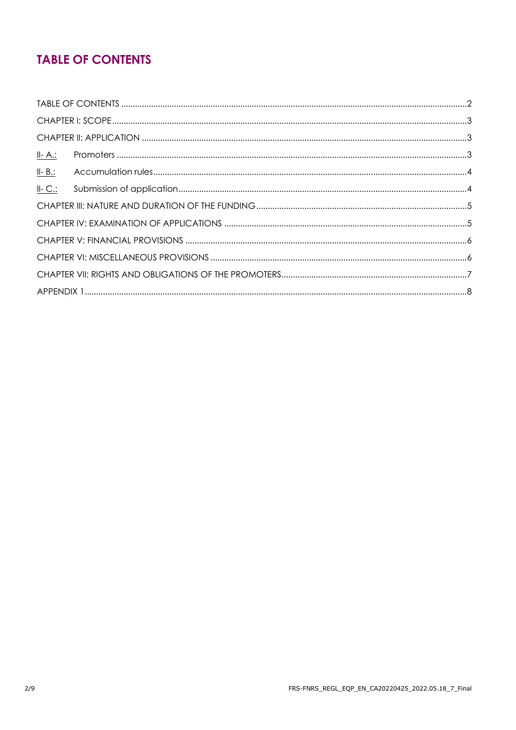# TABLE OF CONTENTS

TABLE OF CONTENTS ........................................................................................................................................2

CHAPTER I: SCOPE ..........................................................................................................................................3

CHAPTER II: APPLICATION ..............................................................................................................................3

II- A.: Promoters ...................................................................................................................................3

II- B.: Accumulation rules .....................................................................................................................4

II- C.: Submission of application ..........................................................................................................4

CHAPTER III: NATURE AND DURATION OF THE FUNDING .............................................................................5

CHAPTER IV: EXAMINATION OF APPLICATIONS ..........................................................................................5

CHAPTER V: FINANCIAL PROVISIONS ...........................................................................................................6

CHAPTER VI: MISCELLANEOUS PROVISIONS ................................................................................................6

CHAPTER VII: RIGHTS AND OBLIGATIONS OF THE PROMOTERS .................................................................7

APPENDIX 1 ......................................................................................................................................................8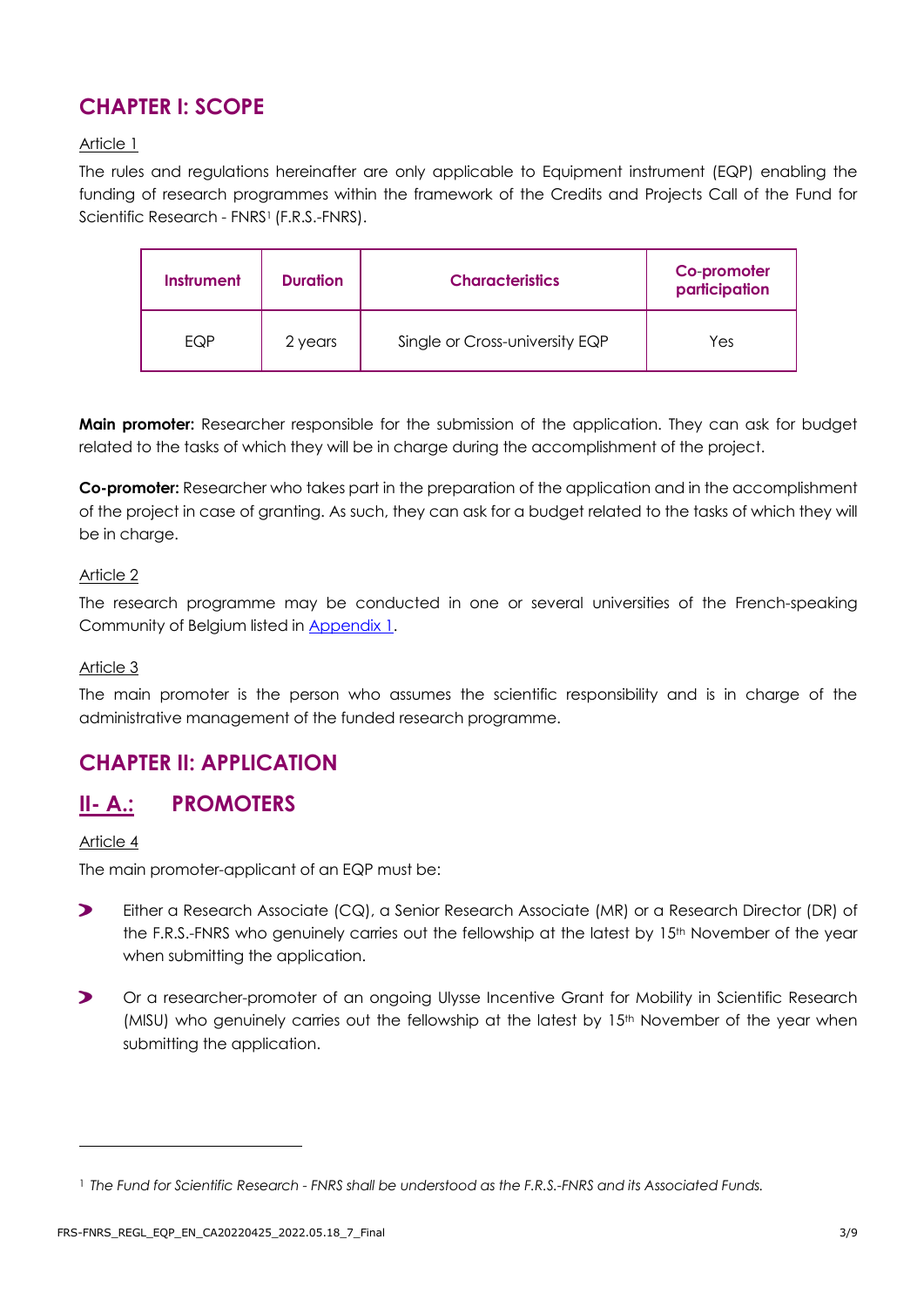## CHAPTER I: SCOPE

Article 1

The rules and regulations hereinafter are only applicable to Equipment instrument (EQP) enabling the funding of research programmes within the framework of the Credits and Projects Call of the Fund for Scientific Research - FNRS[1] (F.R.S.-FNRS).

| Instrument | Duration | Characteristics | Co-promoter participation |
|---|---|---|---|
| EQP | 2 years | Single or Cross-university EQP | Yes |

**Main promoter:** Researcher responsible for the submission of the application. They can ask for budget related to the tasks of which they will be in charge during the accomplishment of the project.

**Co-promoter:** Researcher who takes part in the preparation of the application and in the accomplishment of the project in case of granting. As such, they can ask for a budget related to the tasks of which they will be in charge.

Article 2

The research programme may be conducted in one or several universities of the French-speaking Community of Belgium listed in Appendix 1.

Article 3

The main promoter is the person who assumes the scientific responsibility and is in charge of the administrative management of the funded research programme.

## CHAPTER II: APPLICATION

## II- A.: PROMOTERS

Article 4

The main promoter-applicant of an EQP must be:

- Either a Research Associate (CQ), a Senior Research Associate (MR) or a Research Director (DR) of the F.R.S.-FNRS who genuinely carries out the fellowship at the latest by 15th November of the year when submitting the application.
- Or a researcher-promoter of an ongoing Ulysse Incentive Grant for Mobility in Scientific Research (MISU) who genuinely carries out the fellowship at the latest by 15th November of the year when submitting the application.

---

[1] *The Fund for Scientific Research - FNRS shall be understood as the F.R.S.-FNRS and its Associated Funds.*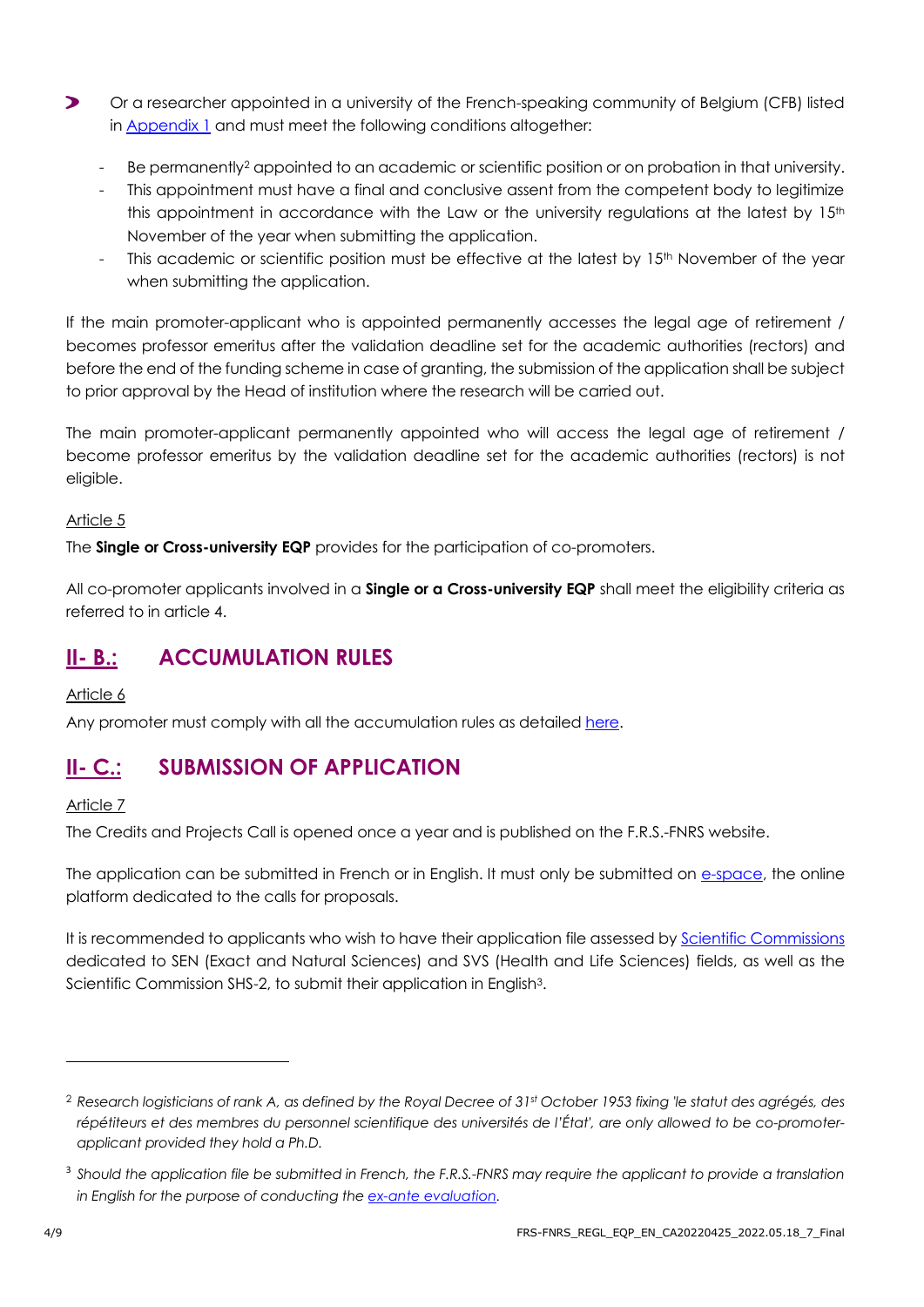- Or a researcher appointed in a university of the French-speaking community of Belgium (CFB) listed in Appendix 1 and must meet the following conditions altogether:
  - Be permanently[2] appointed to an academic or scientific position or on probation in that university.
  - This appointment must have a final and conclusive assent from the competent body to legitimize this appointment in accordance with the Law or the university regulations at the latest by 15th November of the year when submitting the application.
  - This academic or scientific position must be effective at the latest by 15th November of the year when submitting the application.

If the main promoter-applicant who is appointed permanently accesses the legal age of retirement / becomes professor emeritus after the validation deadline set for the academic authorities (rectors) and before the end of the funding scheme in case of granting, the submission of the application shall be subject to prior approval by the Head of institution where the research will be carried out.

The main promoter-applicant permanently appointed who will access the legal age of retirement / become professor emeritus by the validation deadline set for the academic authorities (rectors) is not eligible.

Article 5

The **Single or Cross-university EQP** provides for the participation of co-promoters.

All co-promoter applicants involved in a **Single or a Cross-university EQP** shall meet the eligibility criteria as referred to in article 4.

## II- B.: ACCUMULATION RULES

Article 6

Any promoter must comply with all the accumulation rules as detailed here.

## II- C.: SUBMISSION OF APPLICATION

Article 7

The Credits and Projects Call is opened once a year and is published on the F.R.S.-FNRS website.

The application can be submitted in French or in English. It must only be submitted on e-space, the online platform dedicated to the calls for proposals.

It is recommended to applicants who wish to have their application file assessed by Scientific Commissions dedicated to SEN (Exact and Natural Sciences) and SVS (Health and Life Sciences) fields, as well as the Scientific Commission SHS-2, to submit their application in English[3].

---

[2] *Research logisticians of rank A, as defined by the Royal Decree of 31st October 1953 fixing 'le statut des agrégés, des répétiteurs et des membres du personnel scientifique des universités de l'État', are only allowed to be co-promoter-applicant provided they hold a Ph.D.*

[3] *Should the application file be submitted in French, the F.R.S.-FNRS may require the applicant to provide a translation in English for the purpose of conducting the ex-ante evaluation.*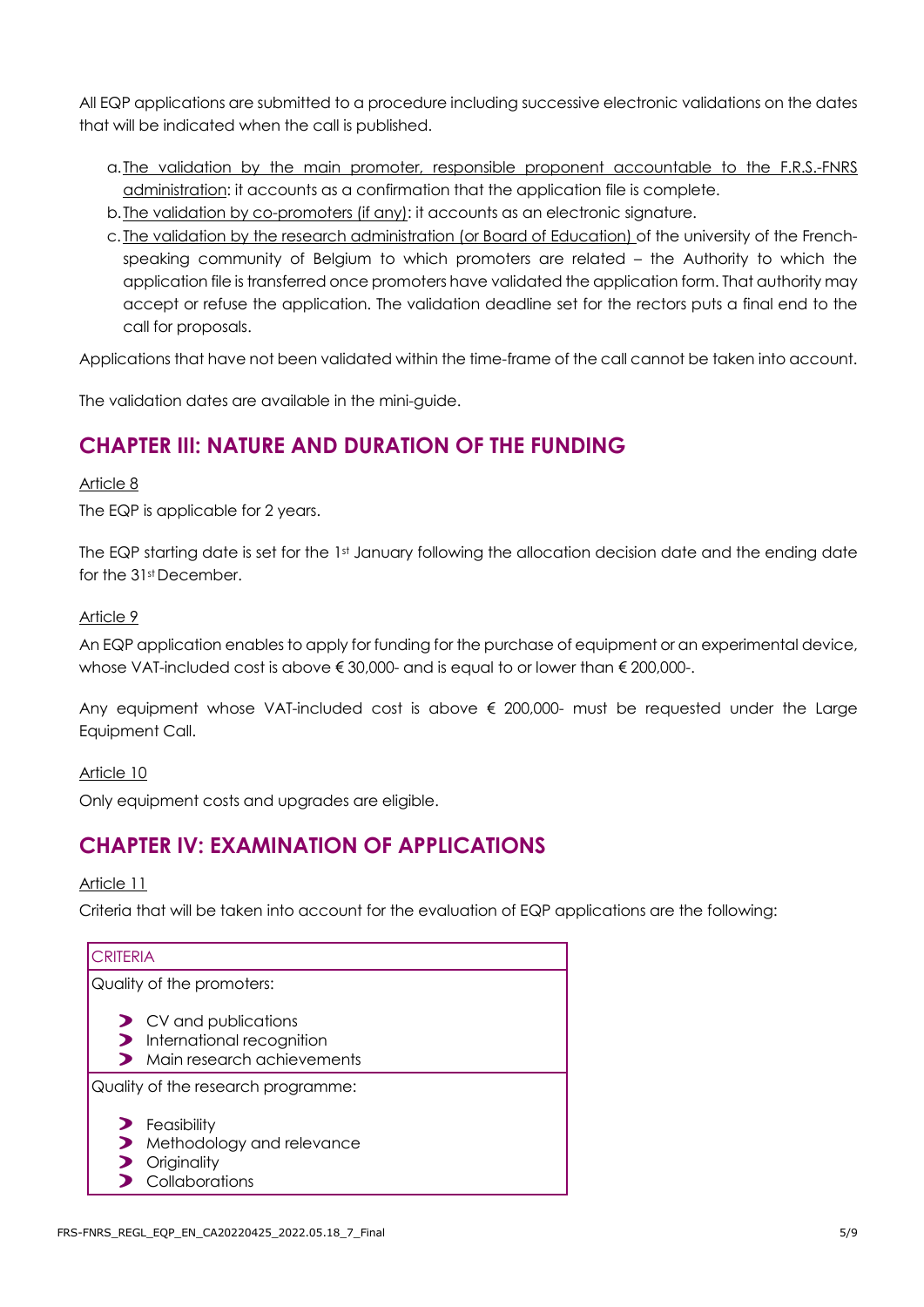All EQP applications are submitted to a procedure including successive electronic validations on the dates that will be indicated when the call is published.

a. The validation by the main promoter, responsible proponent accountable to the F.R.S.-FNRS administration: it accounts as a confirmation that the application file is complete.
b. The validation by co-promoters (if any): it accounts as an electronic signature.
c. The validation by the research administration (or Board of Education) of the university of the French-speaking community of Belgium to which promoters are related – the Authority to which the application file is transferred once promoters have validated the application form. That authority may accept or refuse the application. The validation deadline set for the rectors puts a final end to the call for proposals.

Applications that have not been validated within the time-frame of the call cannot be taken into account.

The validation dates are available in the mini-guide.

## CHAPTER III: NATURE AND DURATION OF THE FUNDING

Article 8

The EQP is applicable for 2 years.

The EQP starting date is set for the 1st January following the allocation decision date and the ending date for the 31st December.

Article 9

An EQP application enables to apply for funding for the purchase of equipment or an experimental device, whose VAT-included cost is above € 30,000- and is equal to or lower than € 200,000-.

Any equipment whose VAT-included cost is above € 200,000- must be requested under the Large Equipment Call.

Article 10

Only equipment costs and upgrades are eligible.

## CHAPTER IV: EXAMINATION OF APPLICATIONS

Article 11

Criteria that will be taken into account for the evaluation of EQP applications are the following:

| CRITERIA |
| --- |
| Quality of the promoters:<br>- CV and publications<br>- International recognition<br>- Main research achievements |
| Quality of the research programme:<br>- Feasibility<br>- Methodology and relevance<br>- Originality<br>- Collaborations |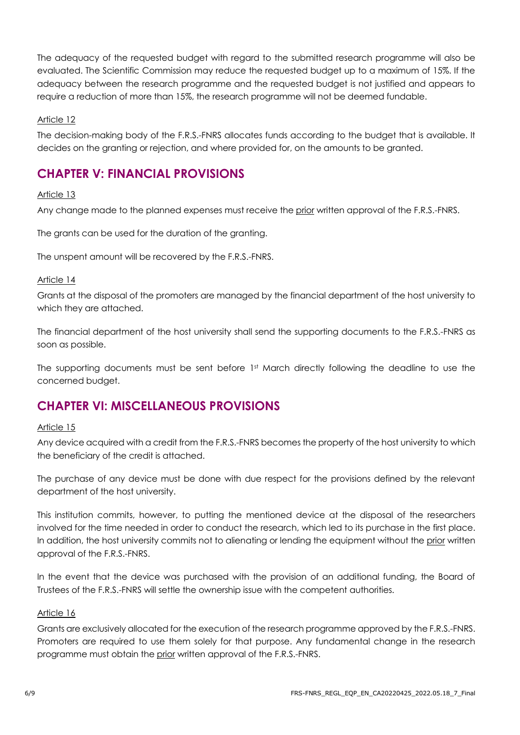The adequacy of the requested budget with regard to the submitted research programme will also be evaluated. The Scientific Commission may reduce the requested budget up to a maximum of 15%. If the adequacy between the research programme and the requested budget is not justified and appears to require a reduction of more than 15%, the research programme will not be deemed fundable.

Article 12

The decision-making body of the F.R.S.-FNRS allocates funds according to the budget that is available. It decides on the granting or rejection, and where provided for, on the amounts to be granted.

## CHAPTER V: FINANCIAL PROVISIONS

Article 13

Any change made to the planned expenses must receive the prior written approval of the F.R.S.-FNRS.

The grants can be used for the duration of the granting.

The unspent amount will be recovered by the F.R.S.-FNRS.

Article 14

Grants at the disposal of the promoters are managed by the financial department of the host university to which they are attached.

The financial department of the host university shall send the supporting documents to the F.R.S.-FNRS as soon as possible.

The supporting documents must be sent before 1st March directly following the deadline to use the concerned budget.

## CHAPTER VI: MISCELLANEOUS PROVISIONS

Article 15

Any device acquired with a credit from the F.R.S.-FNRS becomes the property of the host university to which the beneficiary of the credit is attached.

The purchase of any device must be done with due respect for the provisions defined by the relevant department of the host university.

This institution commits, however, to putting the mentioned device at the disposal of the researchers involved for the time needed in order to conduct the research, which led to its purchase in the first place. In addition, the host university commits not to alienating or lending the equipment without the prior written approval of the F.R.S.-FNRS.

In the event that the device was purchased with the provision of an additional funding, the Board of Trustees of the F.R.S.-FNRS will settle the ownership issue with the competent authorities.

Article 16

Grants are exclusively allocated for the execution of the research programme approved by the F.R.S.-FNRS. Promoters are required to use them solely for that purpose. Any fundamental change in the research programme must obtain the prior written approval of the F.R.S.-FNRS.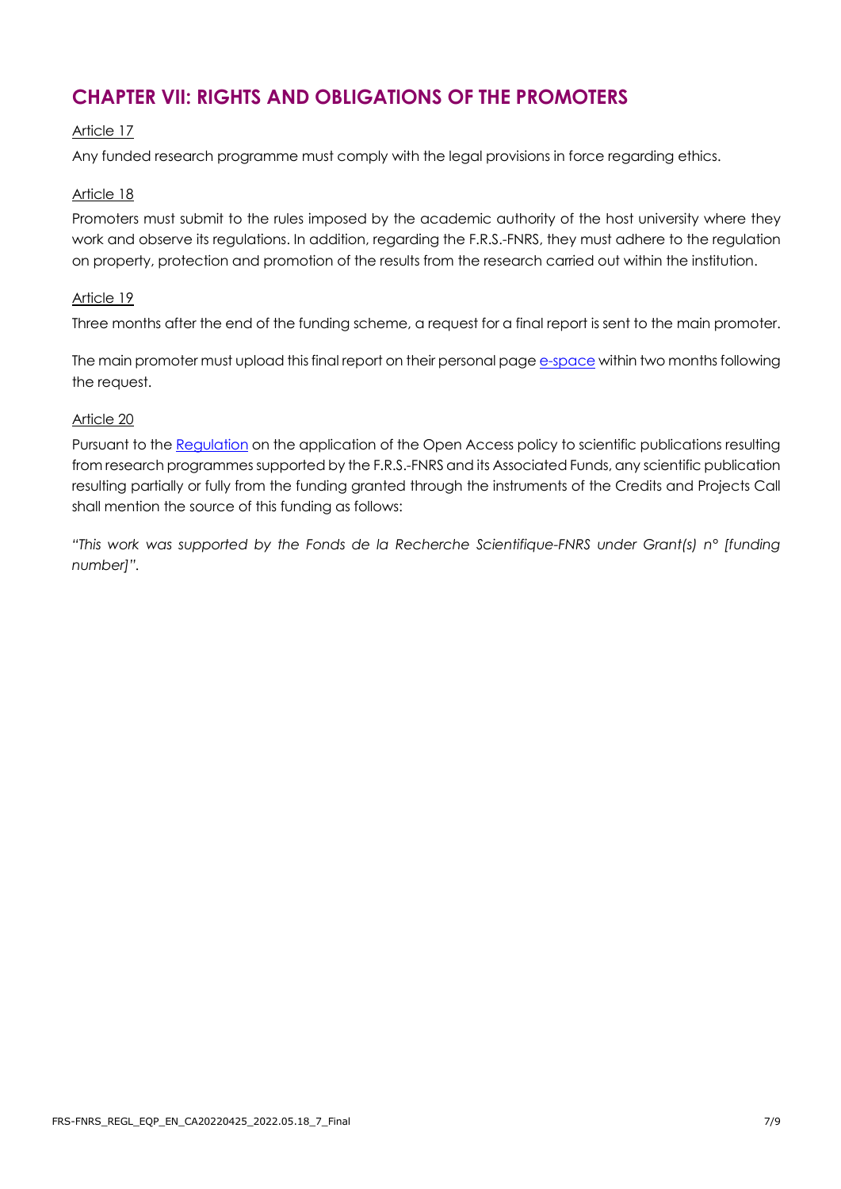## CHAPTER VII: RIGHTS AND OBLIGATIONS OF THE PROMOTERS

Article 17

Any funded research programme must comply with the legal provisions in force regarding ethics.

Article 18

Promoters must submit to the rules imposed by the academic authority of the host university where they work and observe its regulations. In addition, regarding the F.R.S.-FNRS, they must adhere to the regulation on property, protection and promotion of the results from the research carried out within the institution.

Article 19

Three months after the end of the funding scheme, a request for a final report is sent to the main promoter.

The main promoter must upload this final report on their personal page e-space within two months following the request.

Article 20

Pursuant to the Regulation on the application of the Open Access policy to scientific publications resulting from research programmes supported by the F.R.S.-FNRS and its Associated Funds, any scientific publication resulting partially or fully from the funding granted through the instruments of the Credits and Projects Call shall mention the source of this funding as follows:

*"This work was supported by the Fonds de la Recherche Scientifique-FNRS under Grant(s) n° [funding number]".*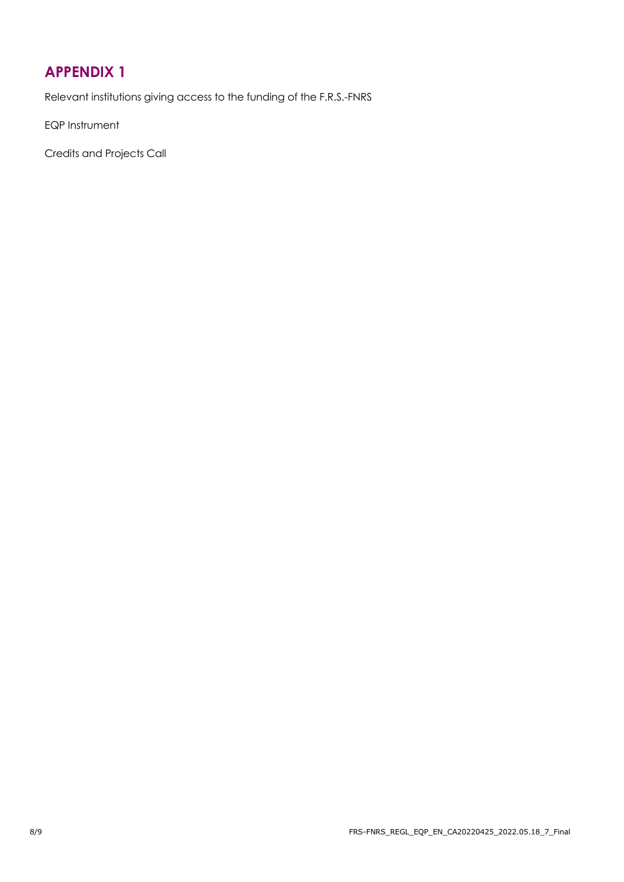# APPENDIX 1

Relevant institutions giving access to the funding of the F.R.S.-FNRS

EQP Instrument

Credits and Projects Call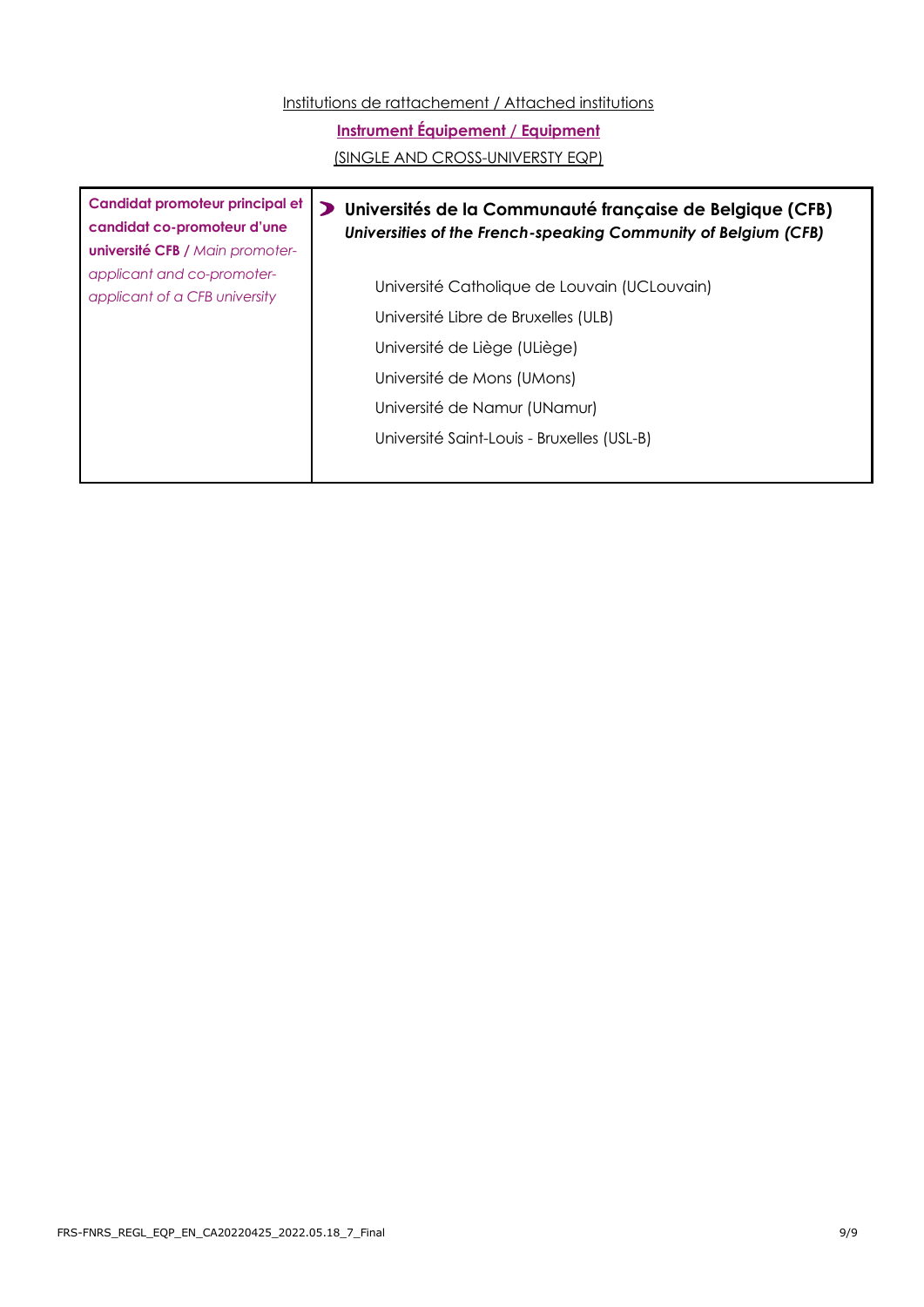Institutions de rattachement / Attached institutions

**Instrument Équipement / Equipment**

(SINGLE AND CROSS-UNIVERSTY EQP)

| | |
|---|---|
| **Candidat promoteur principal et candidat co-promoteur d'une université CFB** / *Main promoter-applicant and co-promoter-applicant of a CFB university* | **Universités de la Communauté française de Belgique (CFB)**<br>***Universities of the French-speaking Community of Belgium (CFB)***<br><br>Université Catholique de Louvain (UCLouvain)<br>Université Libre de Bruxelles (ULB)<br>Université de Liège (ULiège)<br>Université de Mons (UMons)<br>Université de Namur (UNamur)<br>Université Saint-Louis - Bruxelles (USL-B) |

FRS-FNRS_REGL_EQP_EN_CA20220425_2022.05.18_7_Final